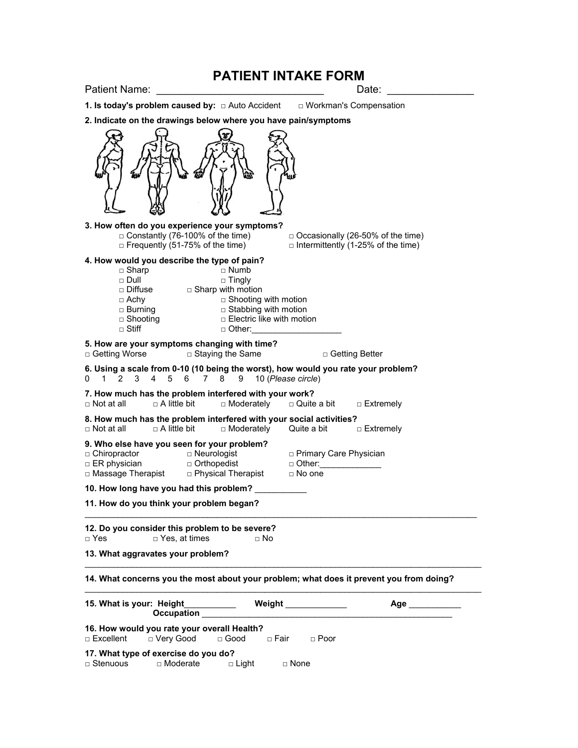# PATIENT INTAKE FORM

Patient Name: ______________________________ Date: _______________

**1. Is today's problem caused by:** □ Auto Accident □ Workman's Compensation

**2. Indicate on the drawings below where you have pain/symptoms**

**3. How often do you experience your symptoms?**

- □ Constantly (76-100% of the time)
- □ Occasionally (26-50% of the time)
- □ Frequently (51-75% of the time)
- □ Intermittently (1-25% of the time)

**4. How would you describe the type of pain?**

- □ Sharp
- □ Numb
- □ Dull
- □ Tingly
- □ Diffuse
- □ Sharp with motion
- □ Achy
- □ Shooting with motion
- □ Burning
- □ Stabbing with motion
- □ Shooting
- □ Electric like with motion
- □ Stiff
- □ Other:___________________

**5. How are your symptoms changing with time?**

□ Getting Worse □ Staying the Same □ Getting Better

**6. Using a scale from 0-10 (10 being the worst), how would you rate your problem?**

0 1 2 3 4 5 6 7 8 9 10 (*Please circle*)

**7. How much has the problem interfered with your work?**

□ Not at all □ A little bit □ Moderately □ Quite a bit □ Extremely

**8. How much has the problem interfered with your social activities?**

□ Not at all □ A little bit □ Moderately Quite a bit □ Extremely

**9. Who else have you seen for your problem?**

- □ Chiropractor
- □ Neurologist
- □ Primary Care Physician
- □ ER physician
- □ Orthopedist
- □ Other:_____________
- □ Massage Therapist
- □ Physical Therapist
- □ No one

**10. How long have you had this problem?** ___________

**11. How do you think your problem began?**

_____________________________________________________________________________________

**12. Do you consider this problem to be severe?**

□ Yes □ Yes, at times □ No

**13. What aggravates your problem?**

_____________________________________________________________________________________

**14. What concerns you the most about your problem; what does it prevent you from doing?**

_____________________________________________________________________________________

**15. What is your: Height**___________ **Weight** _____________ **Age** ___________

**Occupation** _______________________________________________________

**16. How would you rate your overall Health?**

□ Excellent □ Very Good □ Good □ Fair □ Poor

**17. What type of exercise do you do?**

□ Stenuous □ Moderate □ Light □ None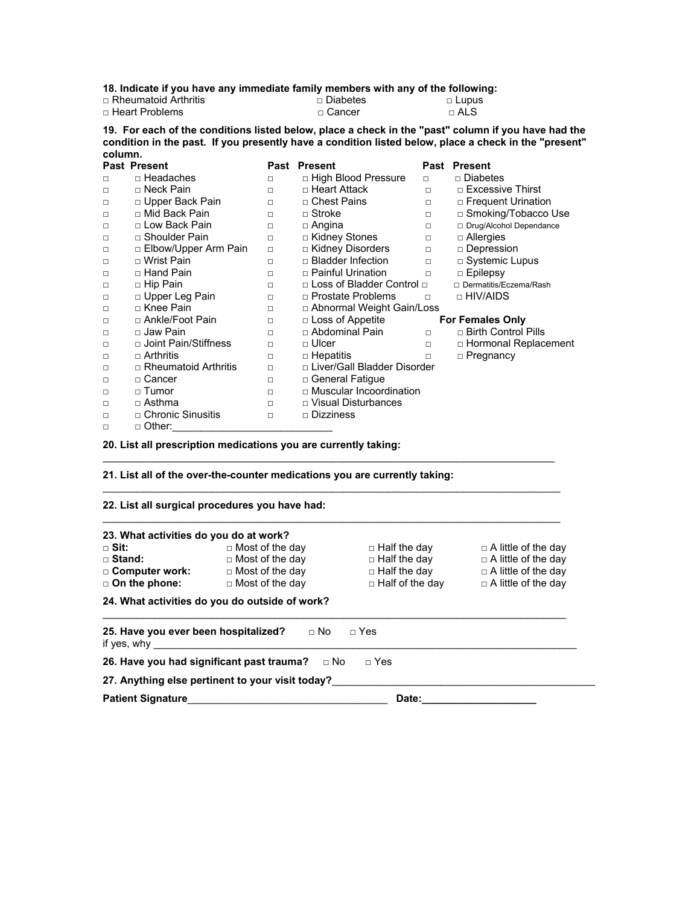**18. Indicate if you have any immediate family members with any of the following:**

| | | |
|---|---|---|
| □ Rheumatoid Arthritis | □ Diabetes | □ Lupus |
| □ Heart Problems | □ Cancer | □ ALS |

**19. For each of the conditions listed below, place a check in the "past" column if you have had the condition in the past. If you presently have a condition listed below, place a check in the "present" column.**

| Past | Present | Past | Present | Past | Present |
|---|---|---|---|---|---|
| □ | □ Headaches | □ | □ High Blood Pressure | □ | □ Diabetes |
| □ | □ Neck Pain | □ | □ Heart Attack | □ | □ Excessive Thirst |
| □ | □ Upper Back Pain | □ | □ Chest Pains | □ | □ Frequent Urination |
| □ | □ Mid Back Pain | □ | □ Stroke | □ | □ Smoking/Tobacco Use |
| □ | □ Low Back Pain | □ | □ Angina | □ | □ Drug/Alcohol Dependance |
| □ | □ Shoulder Pain | □ | □ Kidney Stones | □ | □ Allergies |
| □ | □ Elbow/Upper Arm Pain | □ | □ Kidney Disorders | □ | □ Depression |
| □ | □ Wrist Pain | □ | □ Bladder Infection | □ | □ Systemic Lupus |
| □ | □ Hand Pain | □ | □ Painful Urination | □ | □ Epilepsy |
| □ | □ Hip Pain | □ | □ Loss of Bladder Control | □ | □ Dermatitis/Eczema/Rash |
| □ | □ Upper Leg Pain | □ | □ Prostate Problems | □ | □ HIV/AIDS |
| □ | □ Knee Pain | □ | □ Abnormal Weight Gain/Loss | | |
| □ | □ Ankle/Foot Pain | □ | □ Loss of Appetite | | **For Females Only** |
| □ | □ Jaw Pain | □ | □ Abdominal Pain | □ | □ Birth Control Pills |
| □ | □ Joint Pain/Stiffness | □ | □ Ulcer | □ | □ Hormonal Replacement |
| □ | □ Arthritis | □ | □ Hepatitis | □ | □ Pregnancy |
| □ | □ Rheumatoid Arthritis | □ | □ Liver/Gall Bladder Disorder | | |
| □ | □ Cancer | □ | □ General Fatigue | | |
| □ | □ Tumor | □ | □ Muscular Incoordination | | |
| □ | □ Asthma | □ | □ Visual Disturbances | | |
| □ | □ Chronic Sinusitis | □ | □ Dizziness | | |
| □ | □ Other:___________________________ | | | | |

**20. List all prescription medications you are currently taking:**

_______________________________________________________________________________

**21. List all of the over-the-counter medications you are currently taking:**

_______________________________________________________________________________

**22. List all surgical procedures you have had:**

_______________________________________________________________________________

**23. What activities do you do at work?**

| | | | |
|---|---|---|---|
| □ **Sit:** | □ Most of the day | □ Half the day | □ A little of the day |
| □ **Stand:** | □ Most of the day | □ Half the day | □ A little of the day |
| □ **Computer work:** | □ Most of the day | □ Half the day | □ A little of the day |
| □ **On the phone:** | □ Most of the day | □ Half of the day | □ A little of the day |

**24. What activities do you do outside of work?**

_______________________________________________________________________________

**25. Have you ever been hospitalized?** □ No □ Yes

if yes, why ___________________________________________________________________________

**26. Have you had significant past trauma?** □ No □ Yes

**27. Anything else pertinent to your visit today?**_____________________________________________

**Patient Signature**___________________________________ **Date:**____________________